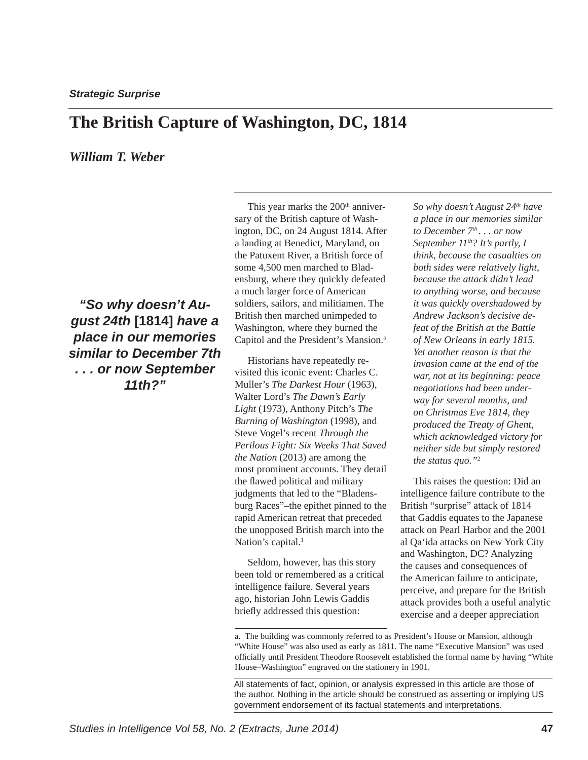Strategic Surprise

# The British Capture of Washington, DC, 1814

*William T. Weber*

> ***"So why doesn't August 24th* [1814] *have a place in our memories similar to December 7th . . . or now September 11th?"***

This year marks the 200th anniversary of the British capture of Washington, DC, on 24 August 1814. After a landing at Benedict, Maryland, on the Patuxent River, a British force of some 4,500 men marched to Bladensburg, where they quickly defeated a much larger force of American soldiers, sailors, and militiamen. The British then marched unimpeded to Washington, where they burned the Capitol and the President's Mansion.[a]

Historians have repeatedly revisited this iconic event: Charles C. Muller's *The Darkest Hour* (1963), Walter Lord's *The Dawn's Early Light* (1973), Anthony Pitch's *The Burning of Washington* (1998), and Steve Vogel's recent *Through the Perilous Fight: Six Weeks That Saved the Nation* (2013) are among the most prominent accounts. They detail the flawed political and military judgments that led to the "Bladensburg Races"–the epithet pinned to the rapid American retreat that preceded the unopposed British march into the Nation's capital.[1]

Seldom, however, has this story been told or remembered as a critical intelligence failure. Several years ago, historian John Lewis Gaddis briefly addressed this question:

> *So why doesn't August 24th have a place in our memories similar to December 7th . . . or now September 11th? It's partly, I think, because the casualties on both sides were relatively light, because the attack didn't lead to anything worse, and because it was quickly overshadowed by Andrew Jackson's decisive defeat of the British at the Battle of New Orleans in early 1815. Yet another reason is that the invasion came at the end of the war, not at its beginning: peace negotiations had been underway for several months, and on Christmas Eve 1814, they produced the Treaty of Ghent, which acknowledged victory for neither side but simply restored the status quo."*[2]

This raises the question: Did an intelligence failure contribute to the British "surprise" attack of 1814 that Gaddis equates to the Japanese attack on Pearl Harbor and the 2001 al Qa'ida attacks on New York City and Washington, DC? Analyzing the causes and consequences of the American failure to anticipate, perceive, and prepare for the British attack provides both a useful analytic exercise and a deeper appreciation

---

a. The building was commonly referred to as President's House or Mansion, although "White House" was also used as early as 1811. The name "Executive Mansion" was used officially until President Theodore Roosevelt established the formal name by having "White House–Washington" engraved on the stationery in 1901.

All statements of fact, opinion, or analysis expressed in this article are those of the author. Nothing in the article should be construed as asserting or implying US government endorsement of its factual statements and interpretations.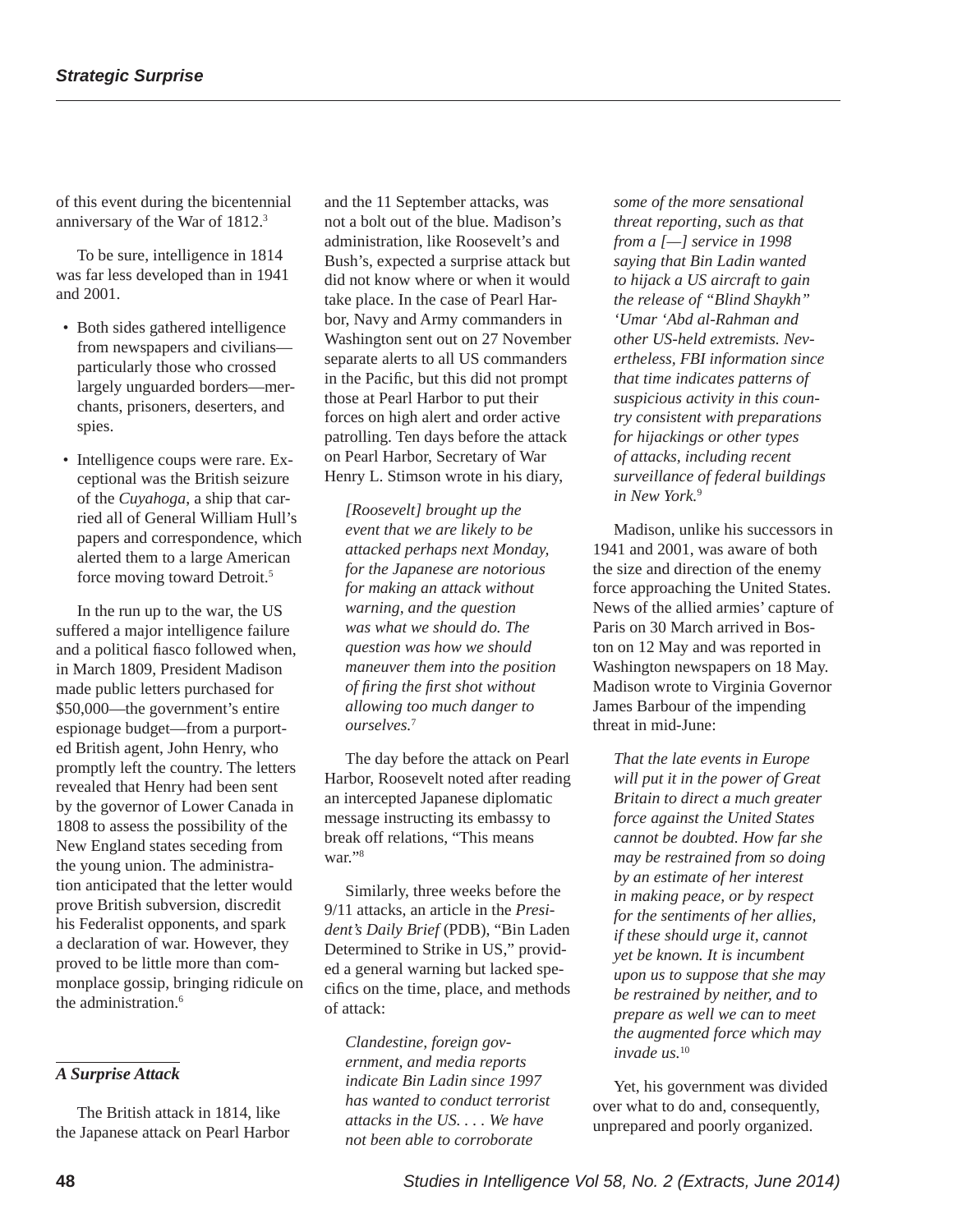of this event during the bicentennial anniversary of the War of 1812.[3]

To be sure, intelligence in 1814 was far less developed than in 1941 and 2001.

- Both sides gathered intelligence from newspapers and civilians—particularly those who crossed largely unguarded borders—merchants, prisoners, deserters, and spies.
- Intelligence coups were rare. Exceptional was the British seizure of the *Cuyahoga*, a ship that carried all of General William Hull's papers and correspondence, which alerted them to a large American force moving toward Detroit.[5]

In the run up to the war, the US suffered a major intelligence failure and a political fiasco followed when, in March 1809, President Madison made public letters purchased for $50,000—the government's entire espionage budget—from a purported British agent, John Henry, who promptly left the country. The letters revealed that Henry had been sent by the governor of Lower Canada in 1808 to assess the possibility of the New England states seceding from the young union. The administration anticipated that the letter would prove British subversion, discredit his Federalist opponents, and spark a declaration of war. However, they proved to be little more than commonplace gossip, bringing ridicule on the administration.[6]

### A Surprise Attack

The British attack in 1814, like the Japanese attack on Pearl Harbor and the 11 September attacks, was not a bolt out of the blue. Madison's administration, like Roosevelt's and Bush's, expected a surprise attack but did not know where or when it would take place. In the case of Pearl Harbor, Navy and Army commanders in Washington sent out on 27 November separate alerts to all US commanders in the Pacific, but this did not prompt those at Pearl Harbor to put their forces on high alert and order active patrolling. Ten days before the attack on Pearl Harbor, Secretary of War Henry L. Stimson wrote in his diary,

> *[Roosevelt] brought up the event that we are likely to be attacked perhaps next Monday, for the Japanese are notorious for making an attack without warning, and the question was what we should do. The question was how we should maneuver them into the position of firing the first shot without allowing too much danger to ourselves.*[7]

The day before the attack on Pearl Harbor, Roosevelt noted after reading an intercepted Japanese diplomatic message instructing its embassy to break off relations, "This means war."[8]

Similarly, three weeks before the 9/11 attacks, an article in the *President's Daily Brief* (PDB), "Bin Laden Determined to Strike in US," provided a general warning but lacked specifics on the time, place, and methods of attack:

> *Clandestine, foreign government, and media reports indicate Bin Ladin since 1997 has wanted to conduct terrorist attacks in the US. . . . We have not been able to corroborate some of the more sensational threat reporting, such as that from a [—] service in 1998 saying that Bin Ladin wanted to hijack a US aircraft to gain the release of "Blind Shaykh" 'Umar 'Abd al-Rahman and other US-held extremists. Nevertheless, FBI information since that time indicates patterns of suspicious activity in this country consistent with preparations for hijackings or other types of attacks, including recent surveillance of federal buildings in New York.*[9]

Madison, unlike his successors in 1941 and 2001, was aware of both the size and direction of the enemy force approaching the United States. News of the allied armies' capture of Paris on 30 March arrived in Boston on 12 May and was reported in Washington newspapers on 18 May. Madison wrote to Virginia Governor James Barbour of the impending threat in mid-June:

> *That the late events in Europe will put it in the power of Great Britain to direct a much greater force against the United States cannot be doubted. How far she may be restrained from so doing by an estimate of her interest in making peace, or by respect for the sentiments of her allies, if these should urge it, cannot yet be known. It is incumbent upon us to suppose that she may be restrained by neither, and to prepare as well we can to meet the augmented force which may invade us.*[10]

Yet, his government was divided over what to do and, consequently, unprepared and poorly organized.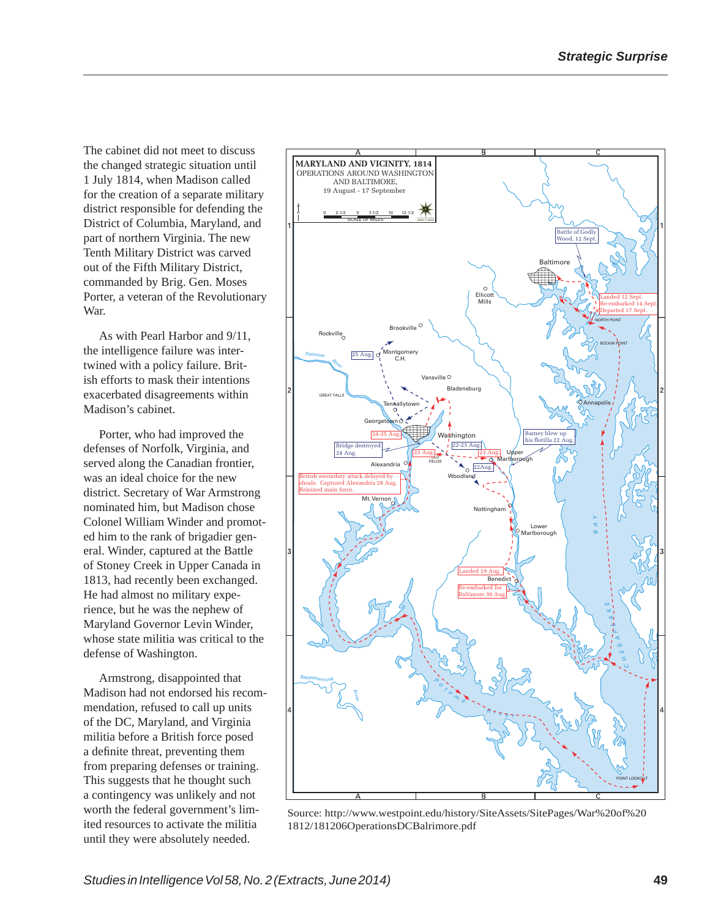The cabinet did not meet to discuss the changed strategic situation until 1 July 1814, when Madison called for the creation of a separate military district responsible for defending the District of Columbia, Maryland, and part of northern Virginia. The new Tenth Military District was carved out of the Fifth Military District, commanded by Brig. Gen. Moses Porter, a veteran of the Revolutionary War.

As with Pearl Harbor and 9/11, the intelligence failure was intertwined with a policy failure. British efforts to mask their intentions exacerbated disagreements within Madison's cabinet.

Porter, who had improved the defenses of Norfolk, Virginia, and served along the Canadian frontier, was an ideal choice for the new district. Secretary of War Armstrong nominated him, but Madison chose Colonel William Winder and promoted him to the rank of brigadier general. Winder, captured at the Battle of Stoney Creek in Upper Canada in 1813, had recently been exchanged. He had almost no military experience, but he was the nephew of Maryland Governor Levin Winder, whose state militia was critical to the defense of Washington.

Armstrong, disappointed that Madison had not endorsed his recommendation, refused to call up units of the DC, Maryland, and Virginia militia before a British force posed a definite threat, preventing them from preparing defenses or training. This suggests that he thought such a contingency was unlikely and not worth the federal government's limited resources to activate the militia until they were absolutely needed.

**MARYLAND AND VICINITY, 1814**
OPERATIONS AROUND WASHINGTON AND BALTIMORE,
19 August - 17 September

Source: http://www.westpoint.edu/history/SiteAssets/SitePages/War%20of%201812/181206OperationsDCBalrimore.pdf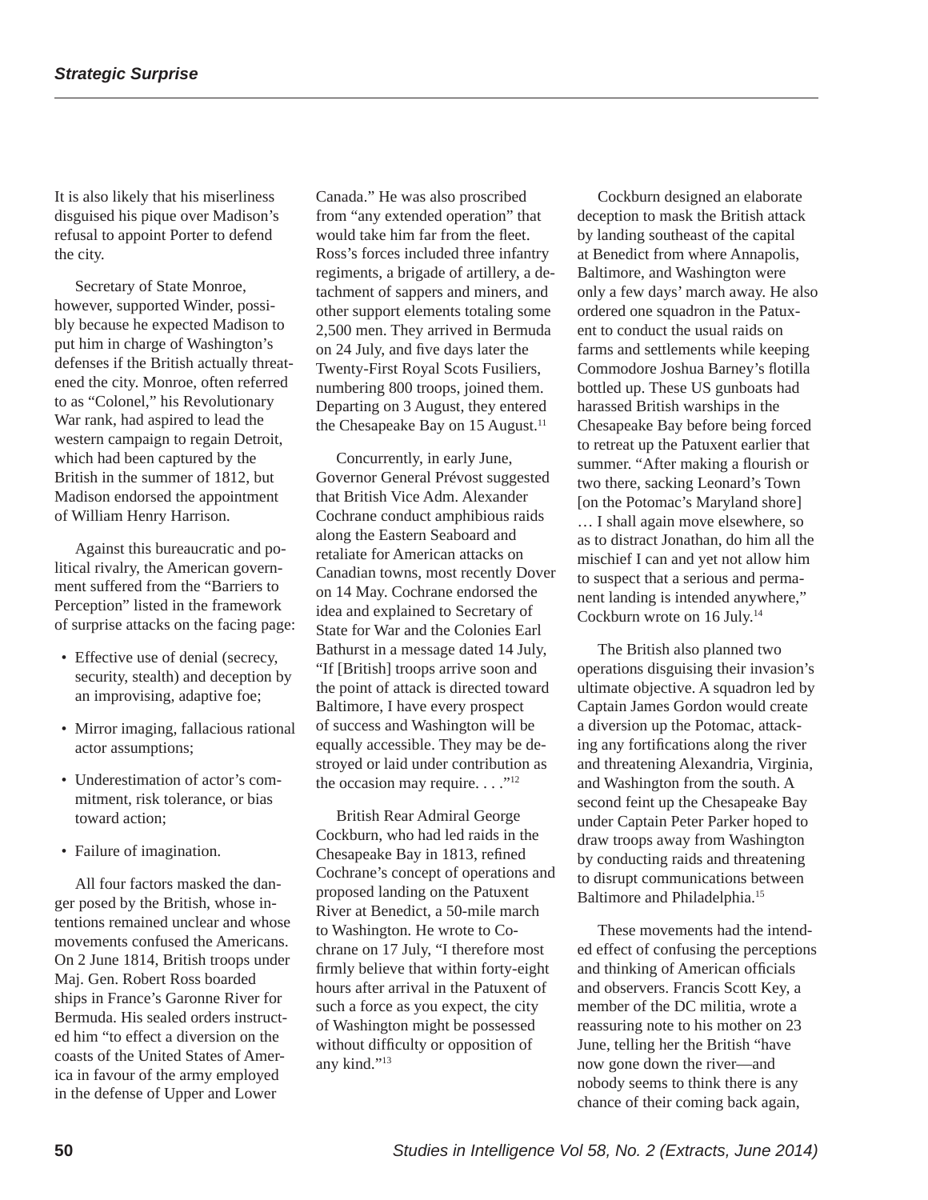It is also likely that his miserliness disguised his pique over Madison's refusal to appoint Porter to defend the city.

Secretary of State Monroe, however, supported Winder, possibly because he expected Madison to put him in charge of Washington's defenses if the British actually threatened the city. Monroe, often referred to as "Colonel," his Revolutionary War rank, had aspired to lead the western campaign to regain Detroit, which had been captured by the British in the summer of 1812, but Madison endorsed the appointment of William Henry Harrison.

Against this bureaucratic and political rivalry, the American government suffered from the "Barriers to Perception" listed in the framework of surprise attacks on the facing page:

- Effective use of denial (secrecy, security, stealth) and deception by an improvising, adaptive foe;
- Mirror imaging, fallacious rational actor assumptions;
- Underestimation of actor's commitment, risk tolerance, or bias toward action;
- Failure of imagination.

All four factors masked the danger posed by the British, whose intentions remained unclear and whose movements confused the Americans. On 2 June 1814, British troops under Maj. Gen. Robert Ross boarded ships in France's Garonne River for Bermuda. His sealed orders instructed him "to effect a diversion on the coasts of the United States of America in favour of the army employed in the defense of Upper and Lower Canada." He was also proscribed from "any extended operation" that would take him far from the fleet. Ross's forces included three infantry regiments, a brigade of artillery, a detachment of sappers and miners, and other support elements totaling some 2,500 men. They arrived in Bermuda on 24 July, and five days later the Twenty-First Royal Scots Fusiliers, numbering 800 troops, joined them. Departing on 3 August, they entered the Chesapeake Bay on 15 August.[11]

Concurrently, in early June, Governor General Prévost suggested that British Vice Adm. Alexander Cochrane conduct amphibious raids along the Eastern Seaboard and retaliate for American attacks on Canadian towns, most recently Dover on 14 May. Cochrane endorsed the idea and explained to Secretary of State for War and the Colonies Earl Bathurst in a message dated 14 July, "If [British] troops arrive soon and the point of attack is directed toward Baltimore, I have every prospect of success and Washington will be equally accessible. They may be destroyed or laid under contribution as the occasion may require. . . ."[12]

British Rear Admiral George Cockburn, who had led raids in the Chesapeake Bay in 1813, refined Cochrane's concept of operations and proposed landing on the Patuxent River at Benedict, a 50-mile march to Washington. He wrote to Cochrane on 17 July, "I therefore most firmly believe that within forty-eight hours after arrival in the Patuxent of such a force as you expect, the city of Washington might be possessed without difficulty or opposition of any kind."[13]

Cockburn designed an elaborate deception to mask the British attack by landing southeast of the capital at Benedict from where Annapolis, Baltimore, and Washington were only a few days' march away. He also ordered one squadron in the Patuxent to conduct the usual raids on farms and settlements while keeping Commodore Joshua Barney's flotilla bottled up. These US gunboats had harassed British warships in the Chesapeake Bay before being forced to retreat up the Patuxent earlier that summer. "After making a flourish or two there, sacking Leonard's Town [on the Potomac's Maryland shore] … I shall again move elsewhere, so as to distract Jonathan, do him all the mischief I can and yet not allow him to suspect that a serious and permanent landing is intended anywhere," Cockburn wrote on 16 July.[14]

The British also planned two operations disguising their invasion's ultimate objective. A squadron led by Captain James Gordon would create a diversion up the Potomac, attacking any fortifications along the river and threatening Alexandria, Virginia, and Washington from the south. A second feint up the Chesapeake Bay under Captain Peter Parker hoped to draw troops away from Washington by conducting raids and threatening to disrupt communications between Baltimore and Philadelphia.[15]

These movements had the intended effect of confusing the perceptions and thinking of American officials and observers. Francis Scott Key, a member of the DC militia, wrote a reassuring note to his mother on 23 June, telling her the British "have now gone down the river—and nobody seems to think there is any chance of their coming back again,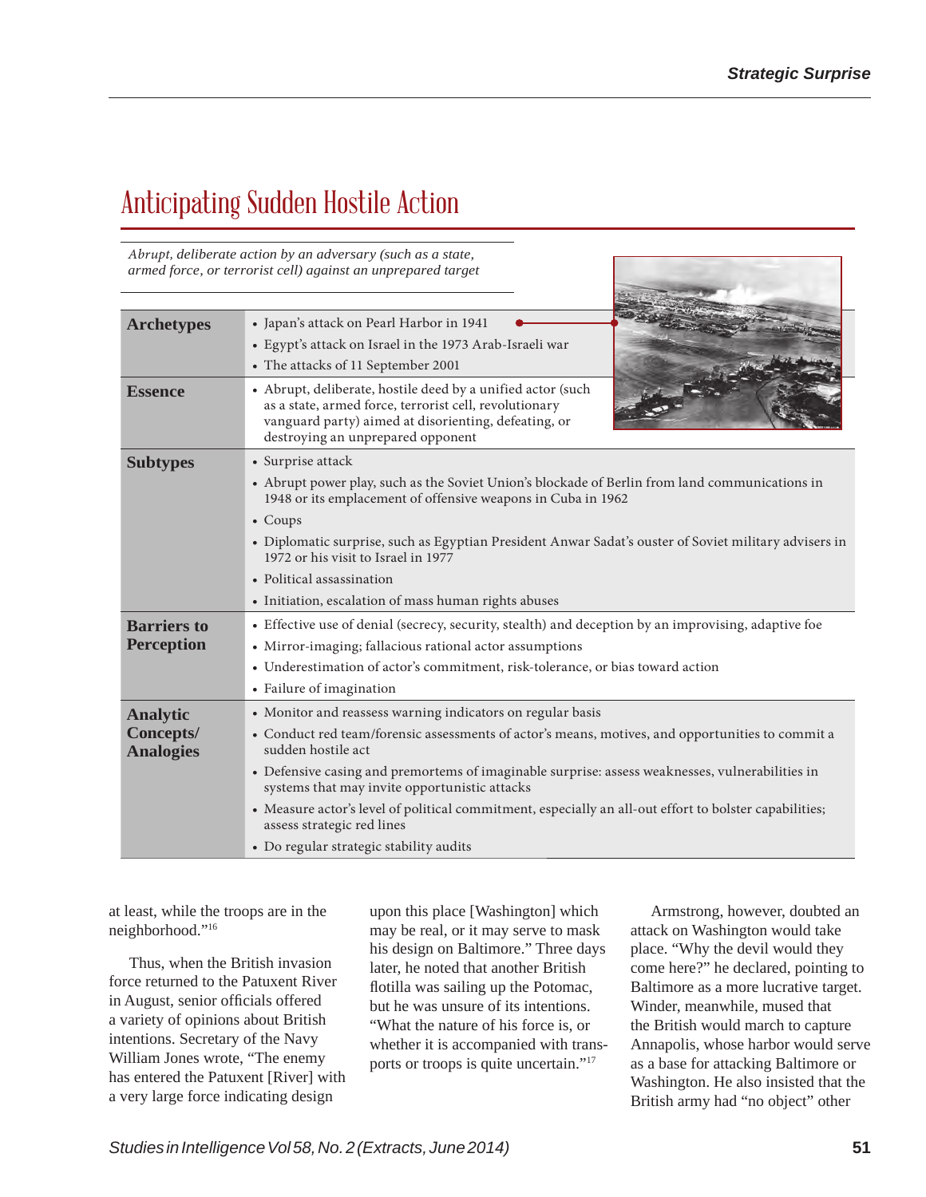## Anticipating Sudden Hostile Action

*Abrupt, deliberate action by an adversary (such as a state, armed force, or terrorist cell) against an unprepared target*

| | |
|---|---|
| **Archetypes** | • Japan's attack on Pearl Harbor in 1941<br>• Egypt's attack on Israel in the 1973 Arab-Israeli war<br>• The attacks of 11 September 2001 |
| **Essence** | • Abrupt, deliberate, hostile deed by a unified actor (such as a state, armed force, terrorist cell, revolutionary vanguard party) aimed at disorienting, defeating, or destroying an unprepared opponent |
| **Subtypes** | • Surprise attack<br>• Abrupt power play, such as the Soviet Union's blockade of Berlin from land communications in 1948 or its emplacement of offensive weapons in Cuba in 1962<br>• Coups<br>• Diplomatic surprise, such as Egyptian President Anwar Sadat's ouster of Soviet military advisers in 1972 or his visit to Israel in 1977<br>• Political assassination<br>• Initiation, escalation of mass human rights abuses |
| **Barriers to Perception** | • Effective use of denial (secrecy, security, stealth) and deception by an improvising, adaptive foe<br>• Mirror-imaging; fallacious rational actor assumptions<br>• Underestimation of actor's commitment, risk-tolerance, or bias toward action<br>• Failure of imagination |
| **Analytic Concepts/ Analogies** | • Monitor and reassess warning indicators on regular basis<br>• Conduct red team/forensic assessments of actor's means, motives, and opportunities to commit a sudden hostile act<br>• Defensive casing and premortems of imaginable surprise: assess weaknesses, vulnerabilities in systems that may invite opportunistic attacks<br>• Measure actor's level of political commitment, especially an all-out effort to bolster capabilities; assess strategic red lines<br>• Do regular strategic stability audits |

at least, while the troops are in the neighborhood."[16]

Thus, when the British invasion force returned to the Patuxent River in August, senior officials offered a variety of opinions about British intentions. Secretary of the Navy William Jones wrote, "The enemy has entered the Patuxent [River] with a very large force indicating design upon this place [Washington] which may be real, or it may serve to mask his design on Baltimore." Three days later, he noted that another British flotilla was sailing up the Potomac, but he was unsure of its intentions. "What the nature of his force is, or whether it is accompanied with transports or troops is quite uncertain."[17]

Armstrong, however, doubted an attack on Washington would take place. "Why the devil would they come here?" he declared, pointing to Baltimore as a more lucrative target. Winder, meanwhile, mused that the British would march to capture Annapolis, whose harbor would serve as a base for attacking Baltimore or Washington. He also insisted that the British army had "no object" other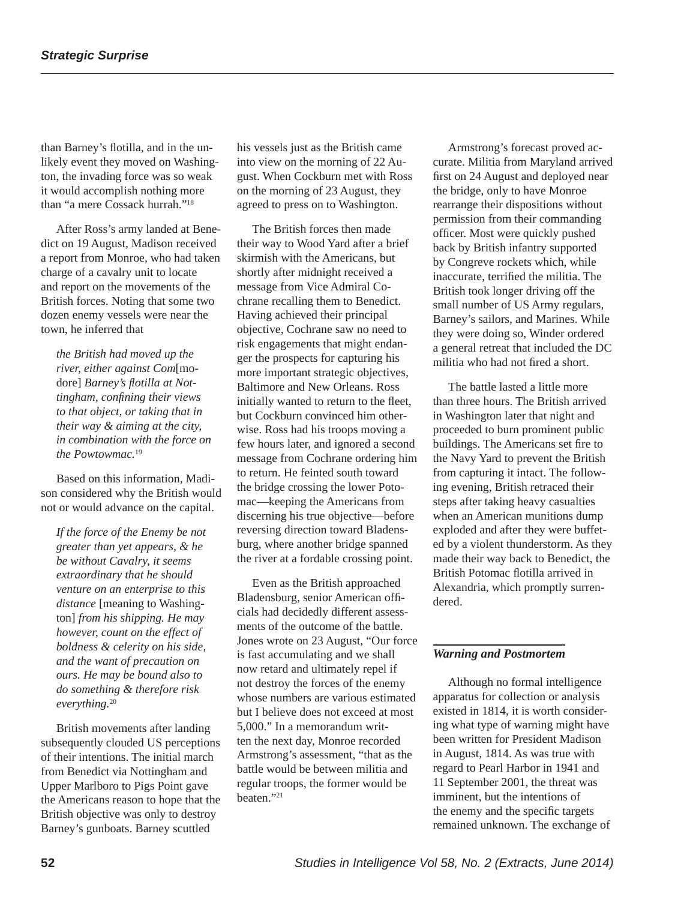than Barney's flotilla, and in the unlikely event they moved on Washington, the invading force was so weak it would accomplish nothing more than "a mere Cossack hurrah."[18]

After Ross's army landed at Benedict on 19 August, Madison received a report from Monroe, who had taken charge of a cavalry unit to locate and report on the movements of the British forces. Noting that some two dozen enemy vessels were near the town, he inferred that

> *the British had moved up the river, either against Com*[modore] *Barney's flotilla at Nottingham, confining their views to that object, or taking that in their way & aiming at the city, in combination with the force on the Powtowmac.*[19]

Based on this information, Madison considered why the British would not or would advance on the capital.

> *If the force of the Enemy be not greater than yet appears, & he be without Cavalry, it seems extraordinary that he should venture on an enterprise to this distance* [meaning to Washington] *from his shipping. He may however, count on the effect of boldness & celerity on his side, and the want of precaution on ours. He may be bound also to do something & therefore risk everything.*[20]

British movements after landing subsequently clouded US perceptions of their intentions. The initial march from Benedict via Nottingham and Upper Marlboro to Pigs Point gave the Americans reason to hope that the British objective was only to destroy Barney's gunboats. Barney scuttled his vessels just as the British came into view on the morning of 22 August. When Cockburn met with Ross on the morning of 23 August, they agreed to press on to Washington.

The British forces then made their way to Wood Yard after a brief skirmish with the Americans, but shortly after midnight received a message from Vice Admiral Cochrane recalling them to Benedict. Having achieved their principal objective, Cochrane saw no need to risk engagements that might endanger the prospects for capturing his more important strategic objectives, Baltimore and New Orleans. Ross initially wanted to return to the fleet, but Cockburn convinced him otherwise. Ross had his troops moving a few hours later, and ignored a second message from Cochrane ordering him to return. He feinted south toward the bridge crossing the lower Potomac—keeping the Americans from discerning his true objective—before reversing direction toward Bladensburg, where another bridge spanned the river at a fordable crossing point.

Even as the British approached Bladensburg, senior American officials had decidedly different assessments of the outcome of the battle. Jones wrote on 23 August, "Our force is fast accumulating and we shall now retard and ultimately repel if not destroy the forces of the enemy whose numbers are various estimated but I believe does not exceed at most 5,000." In a memorandum written the next day, Monroe recorded Armstrong's assessment, "that as the battle would be between militia and regular troops, the former would be beaten."[21]

Armstrong's forecast proved accurate. Militia from Maryland arrived first on 24 August and deployed near the bridge, only to have Monroe rearrange their dispositions without permission from their commanding officer. Most were quickly pushed back by British infantry supported by Congreve rockets which, while inaccurate, terrified the militia. The British took longer driving off the small number of US Army regulars, Barney's sailors, and Marines. While they were doing so, Winder ordered a general retreat that included the DC militia who had not fired a short.

The battle lasted a little more than three hours. The British arrived in Washington later that night and proceeded to burn prominent public buildings. The Americans set fire to the Navy Yard to prevent the British from capturing it intact. The following evening, British retraced their steps after taking heavy casualties when an American munitions dump exploded and after they were buffeted by a violent thunderstorm. As they made their way back to Benedict, the British Potomac flotilla arrived in Alexandria, which promptly surrendered.

### *Warning and Postmortem*

Although no formal intelligence apparatus for collection or analysis existed in 1814, it is worth considering what type of warning might have been written for President Madison in August, 1814. As was true with regard to Pearl Harbor in 1941 and 11 September 2001, the threat was imminent, but the intentions of the enemy and the specific targets remained unknown. The exchange of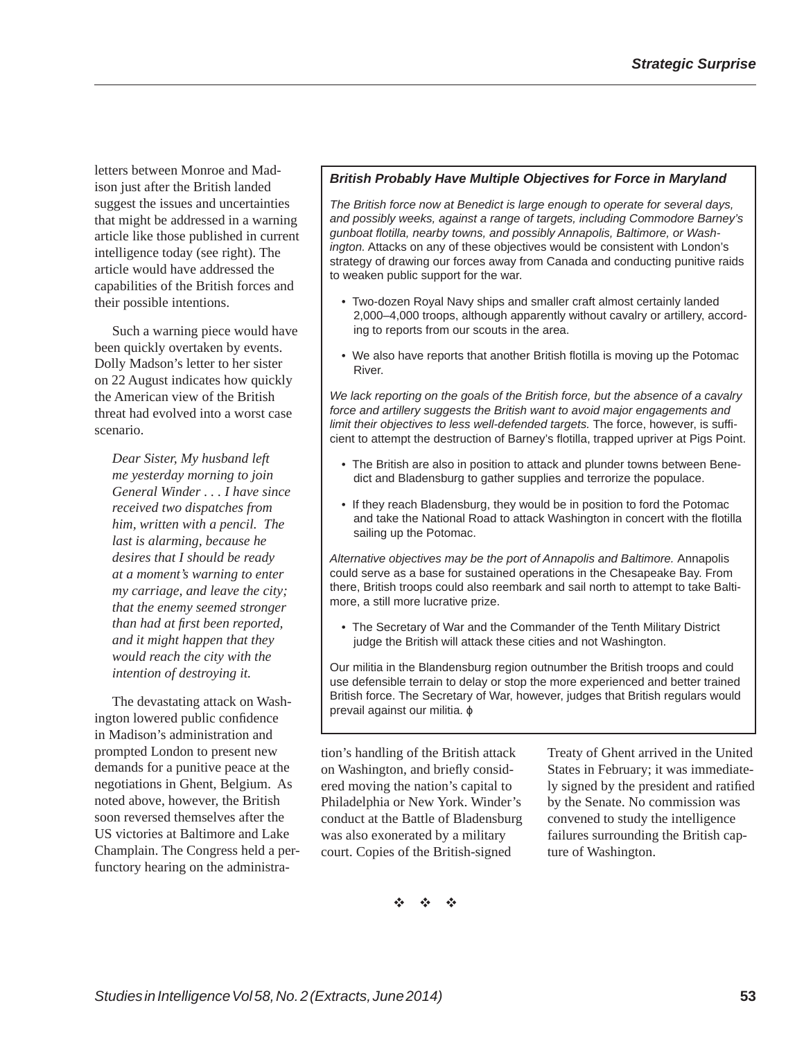letters between Monroe and Madison just after the British landed suggest the issues and uncertainties that might be addressed in a warning article like those published in current intelligence today (see right). The article would have addressed the capabilities of the British forces and their possible intentions.

Such a warning piece would have been quickly overtaken by events. Dolly Madson's letter to her sister on 22 August indicates how quickly the American view of the British threat had evolved into a worst case scenario.

> *Dear Sister, My husband left me yesterday morning to join General Winder . . . I have since received two dispatches from him, written with a pencil. The last is alarming, because he desires that I should be ready at a moment's warning to enter my carriage, and leave the city; that the enemy seemed stronger than had at first been reported, and it might happen that they would reach the city with the intention of destroying it.*

The devastating attack on Washington lowered public confidence in Madison's administration and prompted London to present new demands for a punitive peace at the negotiations in Ghent, Belgium. As noted above, however, the British soon reversed themselves after the US victories at Baltimore and Lake Champlain. The Congress held a perfunctory hearing on the administration's handling of the British attack on Washington, and briefly considered moving the nation's capital to Philadelphia or New York. Winder's conduct at the Battle of Bladensburg was also exonerated by a military court. Copies of the British-signed Treaty of Ghent arrived in the United States in February; it was immediately signed by the president and ratified by the Senate. No commission was convened to study the intelligence failures surrounding the British capture of Washington.

---

***British Probably Have Multiple Objectives for Force in Maryland***

*The British force now at Benedict is large enough to operate for several days, and possibly weeks, against a range of targets, including Commodore Barney's gunboat flotilla, nearby towns, and possibly Annapolis, Baltimore, or Washington.* Attacks on any of these objectives would be consistent with London's strategy of drawing our forces away from Canada and conducting punitive raids to weaken public support for the war.

- Two-dozen Royal Navy ships and smaller craft almost certainly landed 2,000–4,000 troops, although apparently without cavalry or artillery, according to reports from our scouts in the area.
- We also have reports that another British flotilla is moving up the Potomac River.

*We lack reporting on the goals of the British force, but the absence of a cavalry force and artillery suggests the British want to avoid major engagements and limit their objectives to less well-defended targets.* The force, however, is sufficient to attempt the destruction of Barney's flotilla, trapped upriver at Pigs Point.

- The British are also in position to attack and plunder towns between Benedict and Bladensburg to gather supplies and terrorize the populace.
- If they reach Bladensburg, they would be in position to ford the Potomac and take the National Road to attack Washington in concert with the flotilla sailing up the Potomac.

*Alternative objectives may be the port of Annapolis and Baltimore.* Annapolis could serve as a base for sustained operations in the Chesapeake Bay. From there, British troops could also reembark and sail north to attempt to take Baltimore, a still more lucrative prize.

- The Secretary of War and the Commander of the Tenth Military District judge the British will attack these cities and not Washington.

Our militia in the Blandensburg region outnumber the British troops and could use defensible terrain to delay or stop the more experienced and better trained British force. The Secretary of War, however, judges that British regulars would prevail against our militia. ɸ

---

❖ ❖ ❖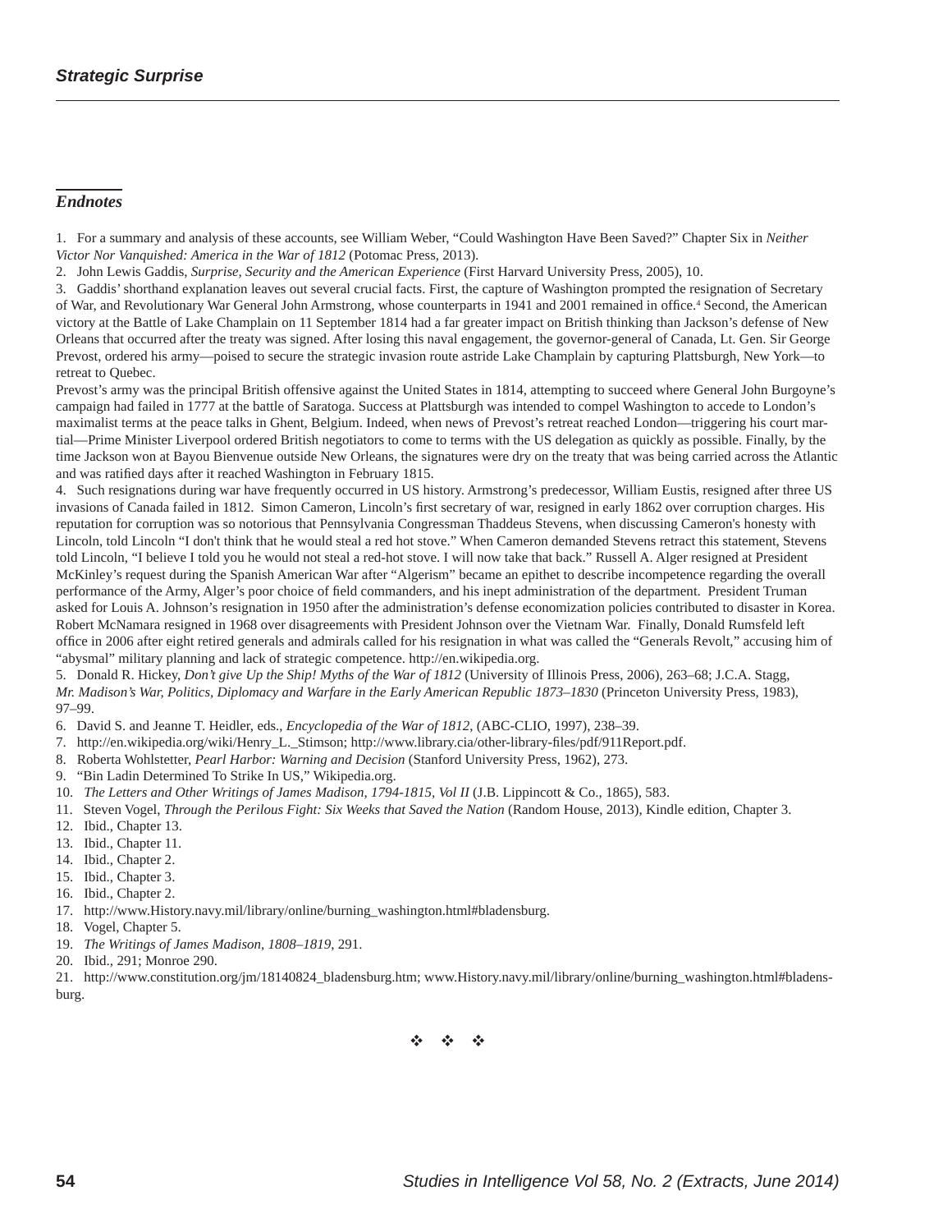## *Endnotes*

1. For a summary and analysis of these accounts, see William Weber, "Could Washington Have Been Saved?" Chapter Six in *Neither Victor Nor Vanquished: America in the War of 1812* (Potomac Press, 2013).
2. John Lewis Gaddis, *Surprise, Security and the American Experience* (First Harvard University Press, 2005), 10.
3. Gaddis' shorthand explanation leaves out several crucial facts. First, the capture of Washington prompted the resignation of Secretary of War, and Revolutionary War General John Armstrong, whose counterparts in 1941 and 2001 remained in office.[4] Second, the American victory at the Battle of Lake Champlain on 11 September 1814 had a far greater impact on British thinking than Jackson's defense of New Orleans that occurred after the treaty was signed. After losing this naval engagement, the governor-general of Canada, Lt. Gen. Sir George Prevost, ordered his army—poised to secure the strategic invasion route astride Lake Champlain by capturing Plattsburgh, New York—to retreat to Quebec.

Prevost's army was the principal British offensive against the United States in 1814, attempting to succeed where General John Burgoyne's campaign had failed in 1777 at the battle of Saratoga. Success at Plattsburgh was intended to compel Washington to accede to London's maximalist terms at the peace talks in Ghent, Belgium. Indeed, when news of Prevost's retreat reached London—triggering his court martial—Prime Minister Liverpool ordered British negotiators to come to terms with the US delegation as quickly as possible. Finally, by the time Jackson won at Bayou Bienvenue outside New Orleans, the signatures were dry on the treaty that was being carried across the Atlantic and was ratified days after it reached Washington in February 1815.

4. Such resignations during war have frequently occurred in US history. Armstrong's predecessor, William Eustis, resigned after three US invasions of Canada failed in 1812. Simon Cameron, Lincoln's first secretary of war, resigned in early 1862 over corruption charges. His reputation for corruption was so notorious that Pennsylvania Congressman Thaddeus Stevens, when discussing Cameron's honesty with Lincoln, told Lincoln "I don't think that he would steal a red hot stove." When Cameron demanded Stevens retract this statement, Stevens told Lincoln, "I believe I told you he would not steal a red-hot stove. I will now take that back." Russell A. Alger resigned at President McKinley's request during the Spanish American War after "Algerism" became an epithet to describe incompetence regarding the overall performance of the Army, Alger's poor choice of field commanders, and his inept administration of the department. President Truman asked for Louis A. Johnson's resignation in 1950 after the administration's defense economization policies contributed to disaster in Korea. Robert McNamara resigned in 1968 over disagreements with President Johnson over the Vietnam War. Finally, Donald Rumsfeld left office in 2006 after eight retired generals and admirals called for his resignation in what was called the "Generals Revolt," accusing him of "abysmal" military planning and lack of strategic competence. http://en.wikipedia.org.
5. Donald R. Hickey, *Don't give Up the Ship! Myths of the War of 1812* (University of Illinois Press, 2006), 263–68; J.C.A. Stagg, *Mr. Madison's War, Politics, Diplomacy and Warfare in the Early American Republic 1873–1830* (Princeton University Press, 1983), 97–99.
6. David S. and Jeanne T. Heidler, eds., *Encyclopedia of the War of 1812*, (ABC-CLIO, 1997), 238–39.
7. http://en.wikipedia.org/wiki/Henry_L._Stimson; http://www.library.cia/other-library-files/pdf/911Report.pdf.
8. Roberta Wohlstetter, *Pearl Harbor: Warning and Decision* (Stanford University Press, 1962), 273.
9. "Bin Ladin Determined To Strike In US," Wikipedia.org.
10. *The Letters and Other Writings of James Madison, 1794-1815, Vol II* (J.B. Lippincott & Co., 1865), 583.
11. Steven Vogel, *Through the Perilous Fight: Six Weeks that Saved the Nation* (Random House, 2013), Kindle edition, Chapter 3.
12. Ibid., Chapter 13.
13. Ibid., Chapter 11.
14. Ibid., Chapter 2.
15. Ibid., Chapter 3.
16. Ibid., Chapter 2.
17. http://www.History.navy.mil/library/online/burning_washington.html#bladensburg.
18. Vogel, Chapter 5.
19. *The Writings of James Madison, 1808–1819*, 291.
20. Ibid., 291; Monroe 290.
21. http://www.constitution.org/jm/18140824_bladensburg.htm; www.History.navy.mil/library/online/burning_washington.html#bladensburg.

❖ ❖ ❖